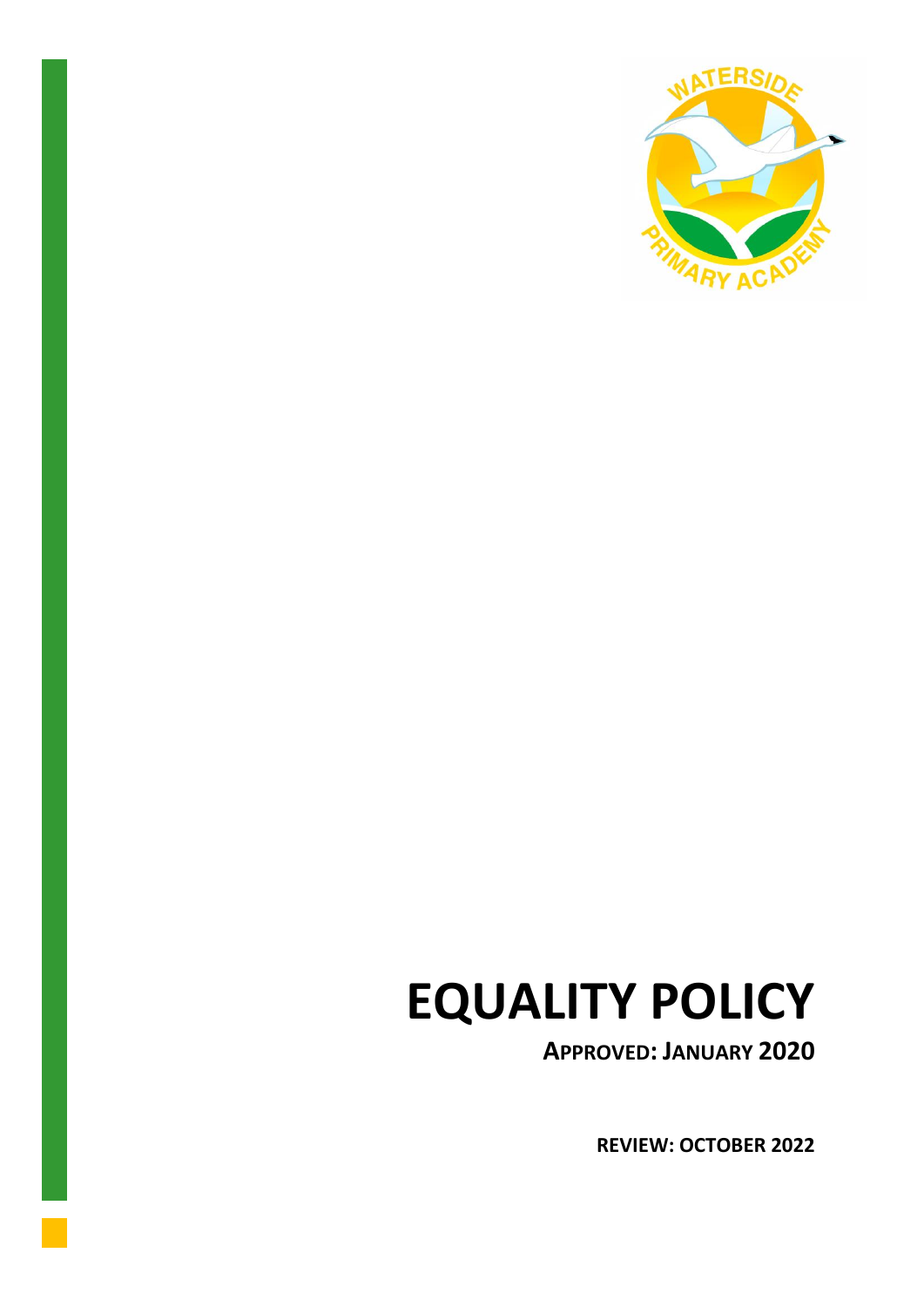# EQUALITY POLICY

**APPROVED: JANUARY 2020**

**REVIEW: OCTOBER 2022**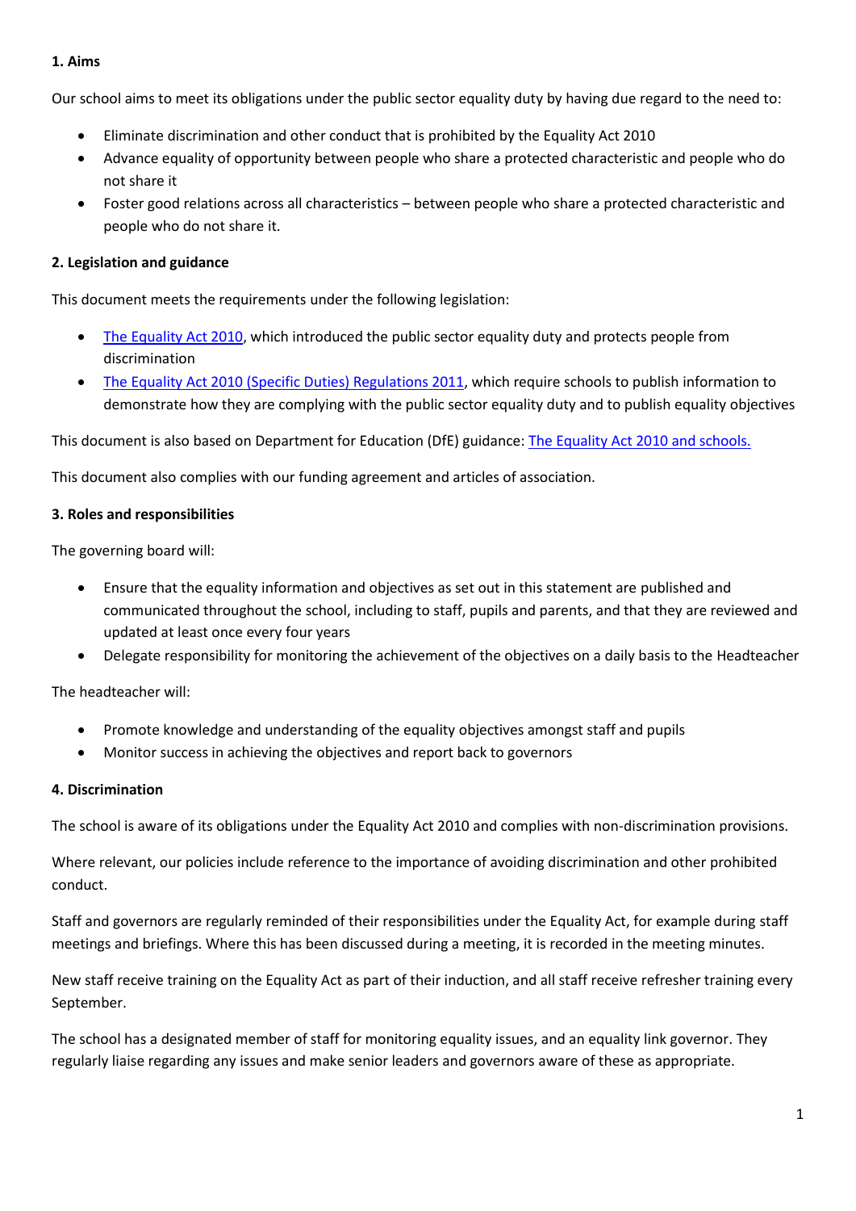**1. Aims**

Our school aims to meet its obligations under the public sector equality duty by having due regard to the need to:

- Eliminate discrimination and other conduct that is prohibited by the Equality Act 2010
- Advance equality of opportunity between people who share a protected characteristic and people who do not share it
- Foster good relations across all characteristics – between people who share a protected characteristic and people who do not share it.

**2. Legislation and guidance**

This document meets the requirements under the following legislation:

- The Equality Act 2010, which introduced the public sector equality duty and protects people from discrimination
- The Equality Act 2010 (Specific Duties) Regulations 2011, which require schools to publish information to demonstrate how they are complying with the public sector equality duty and to publish equality objectives

This document is also based on Department for Education (DfE) guidance: The Equality Act 2010 and schools.

This document also complies with our funding agreement and articles of association.

**3. Roles and responsibilities**

The governing board will:

- Ensure that the equality information and objectives as set out in this statement are published and communicated throughout the school, including to staff, pupils and parents, and that they are reviewed and updated at least once every four years
- Delegate responsibility for monitoring the achievement of the objectives on a daily basis to the Headteacher

The headteacher will:

- Promote knowledge and understanding of the equality objectives amongst staff and pupils
- Monitor success in achieving the objectives and report back to governors

**4. Discrimination**

The school is aware of its obligations under the Equality Act 2010 and complies with non-discrimination provisions.

Where relevant, our policies include reference to the importance of avoiding discrimination and other prohibited conduct.

Staff and governors are regularly reminded of their responsibilities under the Equality Act, for example during staff meetings and briefings. Where this has been discussed during a meeting, it is recorded in the meeting minutes.

New staff receive training on the Equality Act as part of their induction, and all staff receive refresher training every September.

The school has a designated member of staff for monitoring equality issues, and an equality link governor. They regularly liaise regarding any issues and make senior leaders and governors aware of these as appropriate.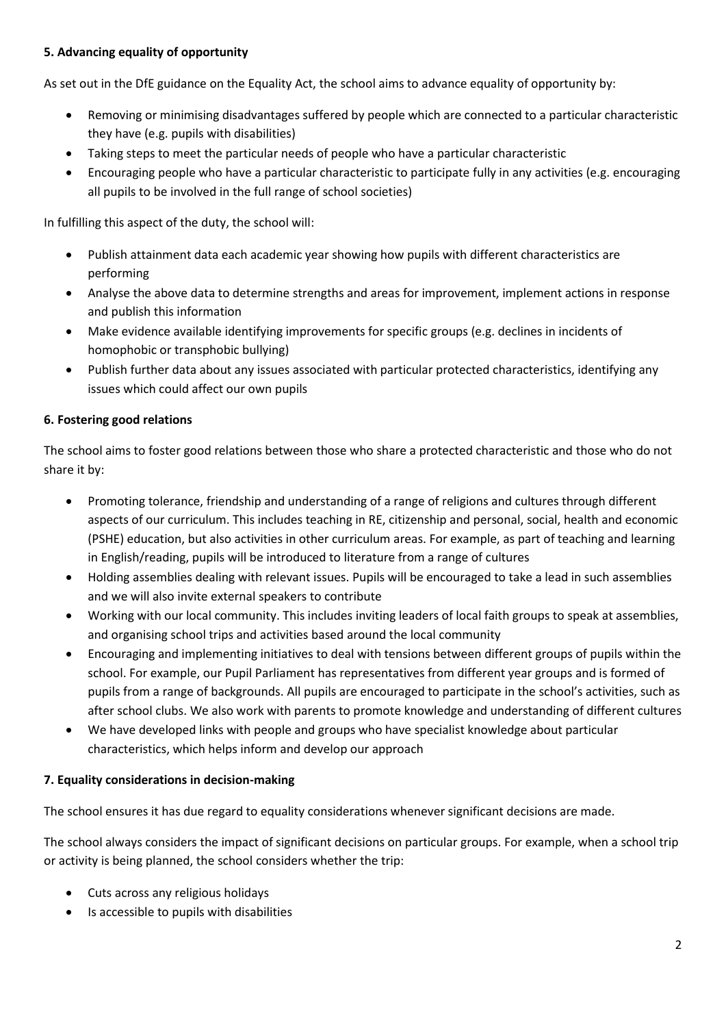**5. Advancing equality of opportunity**

As set out in the DfE guidance on the Equality Act, the school aims to advance equality of opportunity by:

- Removing or minimising disadvantages suffered by people which are connected to a particular characteristic they have (e.g. pupils with disabilities)
- Taking steps to meet the particular needs of people who have a particular characteristic
- Encouraging people who have a particular characteristic to participate fully in any activities (e.g. encouraging all pupils to be involved in the full range of school societies)

In fulfilling this aspect of the duty, the school will:

- Publish attainment data each academic year showing how pupils with different characteristics are performing
- Analyse the above data to determine strengths and areas for improvement, implement actions in response and publish this information
- Make evidence available identifying improvements for specific groups (e.g. declines in incidents of homophobic or transphobic bullying)
- Publish further data about any issues associated with particular protected characteristics, identifying any issues which could affect our own pupils

**6. Fostering good relations**

The school aims to foster good relations between those who share a protected characteristic and those who do not share it by:

- Promoting tolerance, friendship and understanding of a range of religions and cultures through different aspects of our curriculum. This includes teaching in RE, citizenship and personal, social, health and economic (PSHE) education, but also activities in other curriculum areas. For example, as part of teaching and learning in English/reading, pupils will be introduced to literature from a range of cultures
- Holding assemblies dealing with relevant issues. Pupils will be encouraged to take a lead in such assemblies and we will also invite external speakers to contribute
- Working with our local community. This includes inviting leaders of local faith groups to speak at assemblies, and organising school trips and activities based around the local community
- Encouraging and implementing initiatives to deal with tensions between different groups of pupils within the school. For example, our Pupil Parliament has representatives from different year groups and is formed of pupils from a range of backgrounds. All pupils are encouraged to participate in the school's activities, such as after school clubs. We also work with parents to promote knowledge and understanding of different cultures
- We have developed links with people and groups who have specialist knowledge about particular characteristics, which helps inform and develop our approach

**7. Equality considerations in decision-making**

The school ensures it has due regard to equality considerations whenever significant decisions are made.

The school always considers the impact of significant decisions on particular groups. For example, when a school trip or activity is being planned, the school considers whether the trip:

- Cuts across any religious holidays
- Is accessible to pupils with disabilities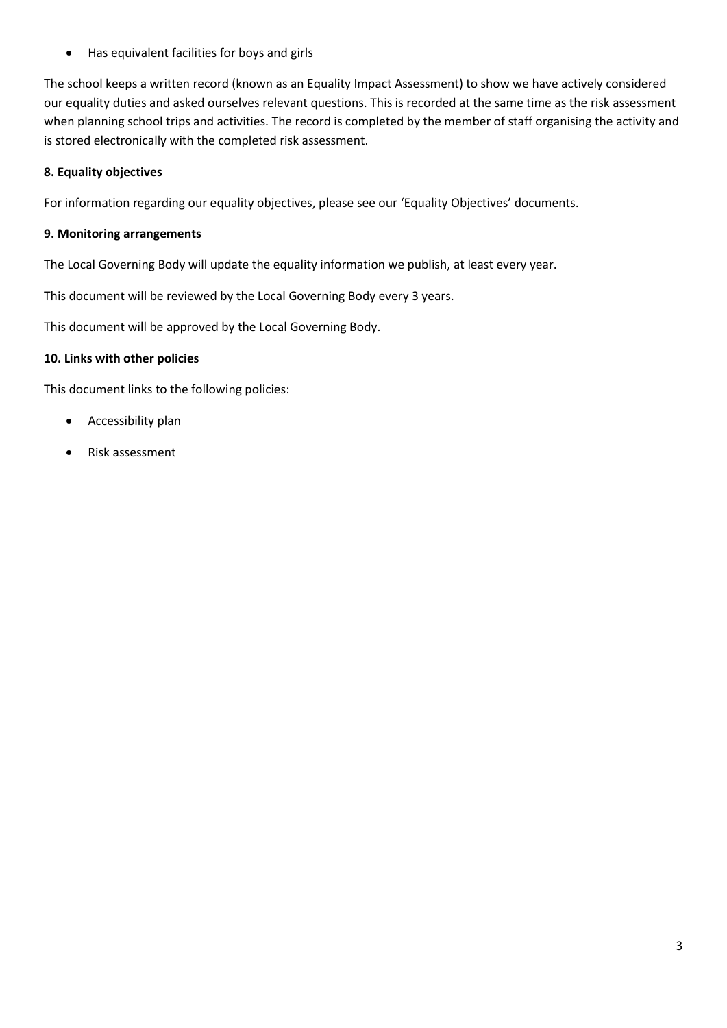- Has equivalent facilities for boys and girls

The school keeps a written record (known as an Equality Impact Assessment) to show we have actively considered our equality duties and asked ourselves relevant questions. This is recorded at the same time as the risk assessment when planning school trips and activities. The record is completed by the member of staff organising the activity and is stored electronically with the completed risk assessment.

**8. Equality objectives**

For information regarding our equality objectives, please see our 'Equality Objectives' documents.

**9. Monitoring arrangements**

The Local Governing Body will update the equality information we publish, at least every year.

This document will be reviewed by the Local Governing Body every 3 years.

This document will be approved by the Local Governing Body.

**10. Links with other policies**

This document links to the following policies:

- Accessibility plan
- Risk assessment